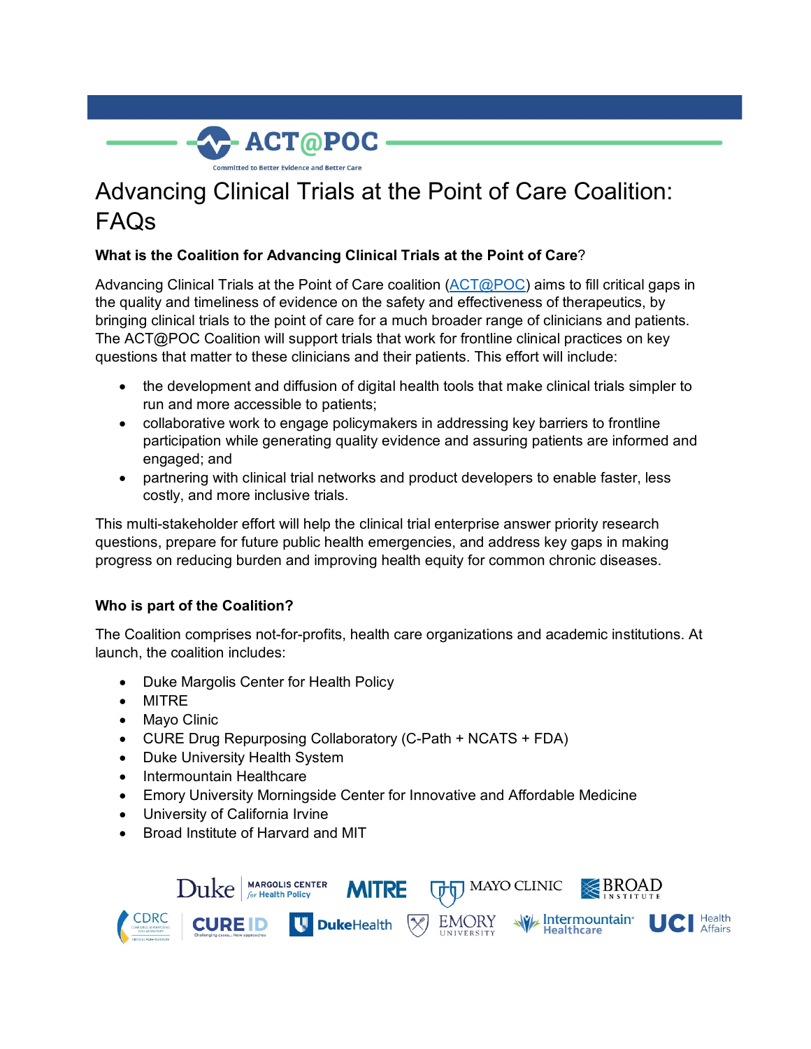ACT@POC

Committed to Better Evidence and Better Care

# Advancing Clinical Trials at the Point of Care Coalition: FAQs

**What is the Coalition for Advancing Clinical Trials at the Point of Care**?

Advancing Clinical Trials at the Point of Care coalition (ACT@POC) aims to fill critical gaps in the quality and timeliness of evidence on the safety and effectiveness of therapeutics, by bringing clinical trials to the point of care for a much broader range of clinicians and patients. The ACT@POC Coalition will support trials that work for frontline clinical practices on key questions that matter to these clinicians and their patients. This effort will include:

- the development and diffusion of digital health tools that make clinical trials simpler to run and more accessible to patients;
- collaborative work to engage policymakers in addressing key barriers to frontline participation while generating quality evidence and assuring patients are informed and engaged; and
- partnering with clinical trial networks and product developers to enable faster, less costly, and more inclusive trials.

This multi-stakeholder effort will help the clinical trial enterprise answer priority research questions, prepare for future public health emergencies, and address key gaps in making progress on reducing burden and improving health equity for common chronic diseases.

**Who is part of the Coalition?**

The Coalition comprises not-for-profits, health care organizations and academic institutions. At launch, the coalition includes:

- Duke Margolis Center for Health Policy
- MITRE
- Mayo Clinic
- CURE Drug Repurposing Collaboratory (C-Path + NCATS + FDA)
- Duke University Health System
- Intermountain Healthcare
- Emory University Morningside Center for Innovative and Affordable Medicine
- University of California Irvine
- Broad Institute of Harvard and MIT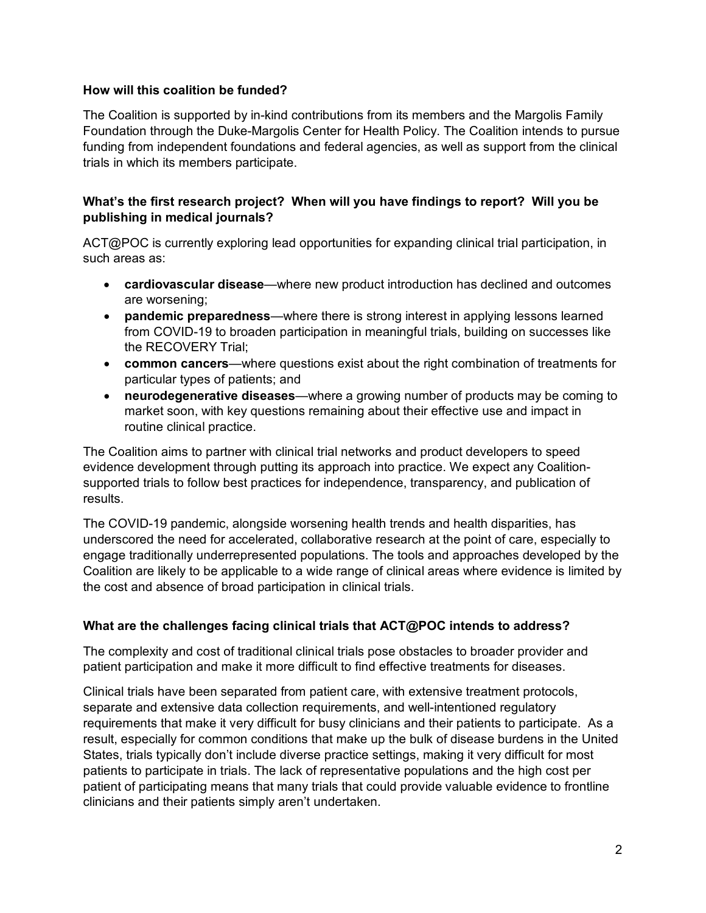**How will this coalition be funded?**

The Coalition is supported by in-kind contributions from its members and the Margolis Family Foundation through the Duke-Margolis Center for Health Policy. The Coalition intends to pursue funding from independent foundations and federal agencies, as well as support from the clinical trials in which its members participate.

**What's the first research project? When will you have findings to report? Will you be publishing in medical journals?**

ACT@POC is currently exploring lead opportunities for expanding clinical trial participation, in such areas as:

- **cardiovascular disease**—where new product introduction has declined and outcomes are worsening;
- **pandemic preparedness**—where there is strong interest in applying lessons learned from COVID-19 to broaden participation in meaningful trials, building on successes like the RECOVERY Trial;
- **common cancers**—where questions exist about the right combination of treatments for particular types of patients; and
- **neurodegenerative diseases**—where a growing number of products may be coming to market soon, with key questions remaining about their effective use and impact in routine clinical practice.

The Coalition aims to partner with clinical trial networks and product developers to speed evidence development through putting its approach into practice. We expect any Coalition-supported trials to follow best practices for independence, transparency, and publication of results.

The COVID-19 pandemic, alongside worsening health trends and health disparities, has underscored the need for accelerated, collaborative research at the point of care, especially to engage traditionally underrepresented populations. The tools and approaches developed by the Coalition are likely to be applicable to a wide range of clinical areas where evidence is limited by the cost and absence of broad participation in clinical trials.

**What are the challenges facing clinical trials that ACT@POC intends to address?**

The complexity and cost of traditional clinical trials pose obstacles to broader provider and patient participation and make it more difficult to find effective treatments for diseases.

Clinical trials have been separated from patient care, with extensive treatment protocols, separate and extensive data collection requirements, and well-intentioned regulatory requirements that make it very difficult for busy clinicians and their patients to participate. As a result, especially for common conditions that make up the bulk of disease burdens in the United States, trials typically don't include diverse practice settings, making it very difficult for most patients to participate in trials. The lack of representative populations and the high cost per patient of participating means that many trials that could provide valuable evidence to frontline clinicians and their patients simply aren't undertaken.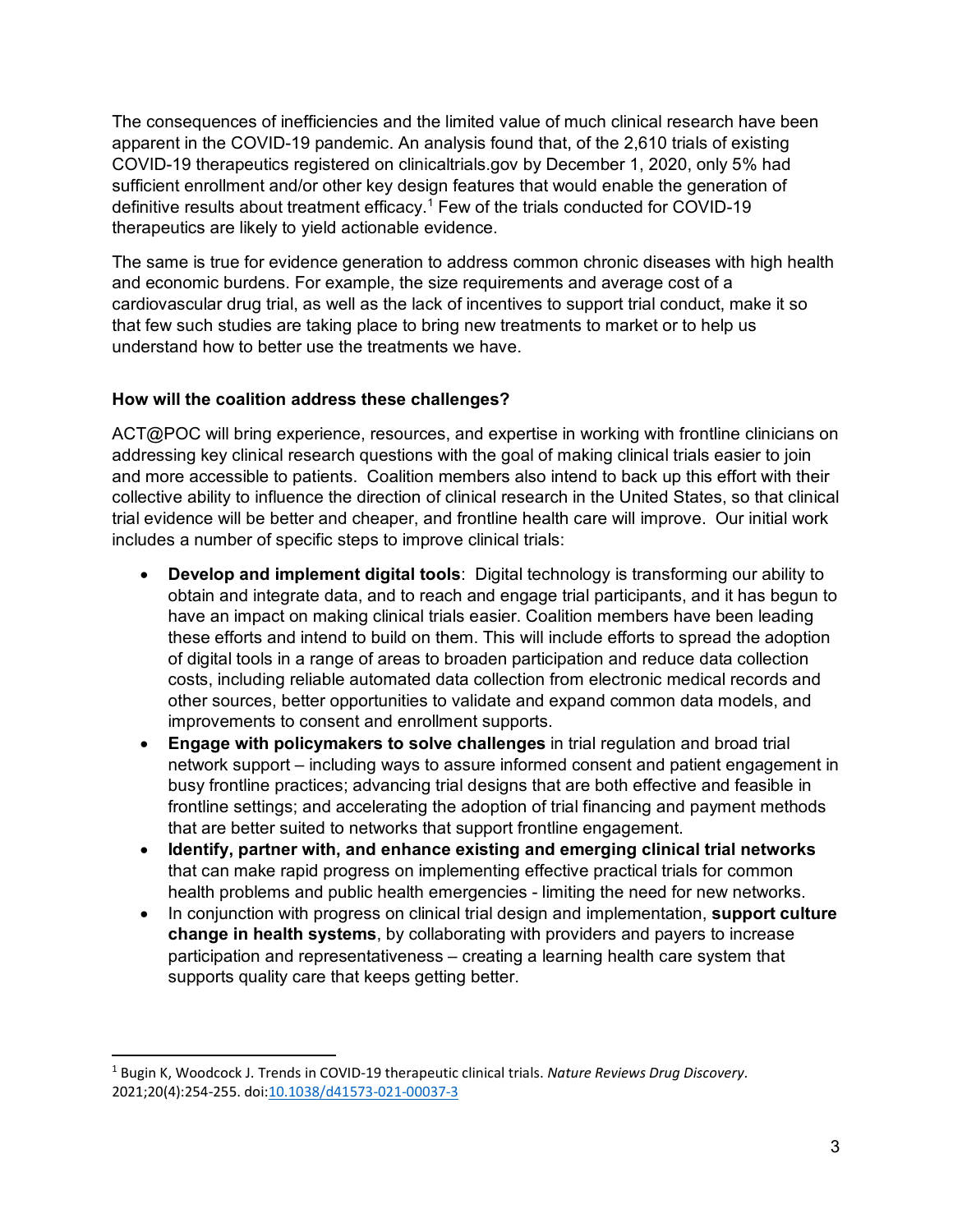The consequences of inefficiencies and the limited value of much clinical research have been apparent in the COVID-19 pandemic. An analysis found that, of the 2,610 trials of existing COVID-19 therapeutics registered on clinicaltrials.gov by December 1, 2020, only 5% had sufficient enrollment and/or other key design features that would enable the generation of definitive results about treatment efficacy.[1] Few of the trials conducted for COVID-19 therapeutics are likely to yield actionable evidence.

The same is true for evidence generation to address common chronic diseases with high health and economic burdens. For example, the size requirements and average cost of a cardiovascular drug trial, as well as the lack of incentives to support trial conduct, make it so that few such studies are taking place to bring new treatments to market or to help us understand how to better use the treatments we have.

**How will the coalition address these challenges?**

ACT@POC will bring experience, resources, and expertise in working with frontline clinicians on addressing key clinical research questions with the goal of making clinical trials easier to join and more accessible to patients. Coalition members also intend to back up this effort with their collective ability to influence the direction of clinical research in the United States, so that clinical trial evidence will be better and cheaper, and frontline health care will improve. Our initial work includes a number of specific steps to improve clinical trials:

- **Develop and implement digital tools**: Digital technology is transforming our ability to obtain and integrate data, and to reach and engage trial participants, and it has begun to have an impact on making clinical trials easier. Coalition members have been leading these efforts and intend to build on them. This will include efforts to spread the adoption of digital tools in a range of areas to broaden participation and reduce data collection costs, including reliable automated data collection from electronic medical records and other sources, better opportunities to validate and expand common data models, and improvements to consent and enrollment supports.
- **Engage with policymakers to solve challenges** in trial regulation and broad trial network support – including ways to assure informed consent and patient engagement in busy frontline practices; advancing trial designs that are both effective and feasible in frontline settings; and accelerating the adoption of trial financing and payment methods that are better suited to networks that support frontline engagement.
- **Identify, partner with, and enhance existing and emerging clinical trial networks** that can make rapid progress on implementing effective practical trials for common health problems and public health emergencies - limiting the need for new networks.
- In conjunction with progress on clinical trial design and implementation, **support culture change in health systems**, by collaborating with providers and payers to increase participation and representativeness – creating a learning health care system that supports quality care that keeps getting better.

[1] Bugin K, Woodcock J. Trends in COVID-19 therapeutic clinical trials. *Nature Reviews Drug Discovery*. 2021;20(4):254-255. doi:10.1038/d41573-021-00037-3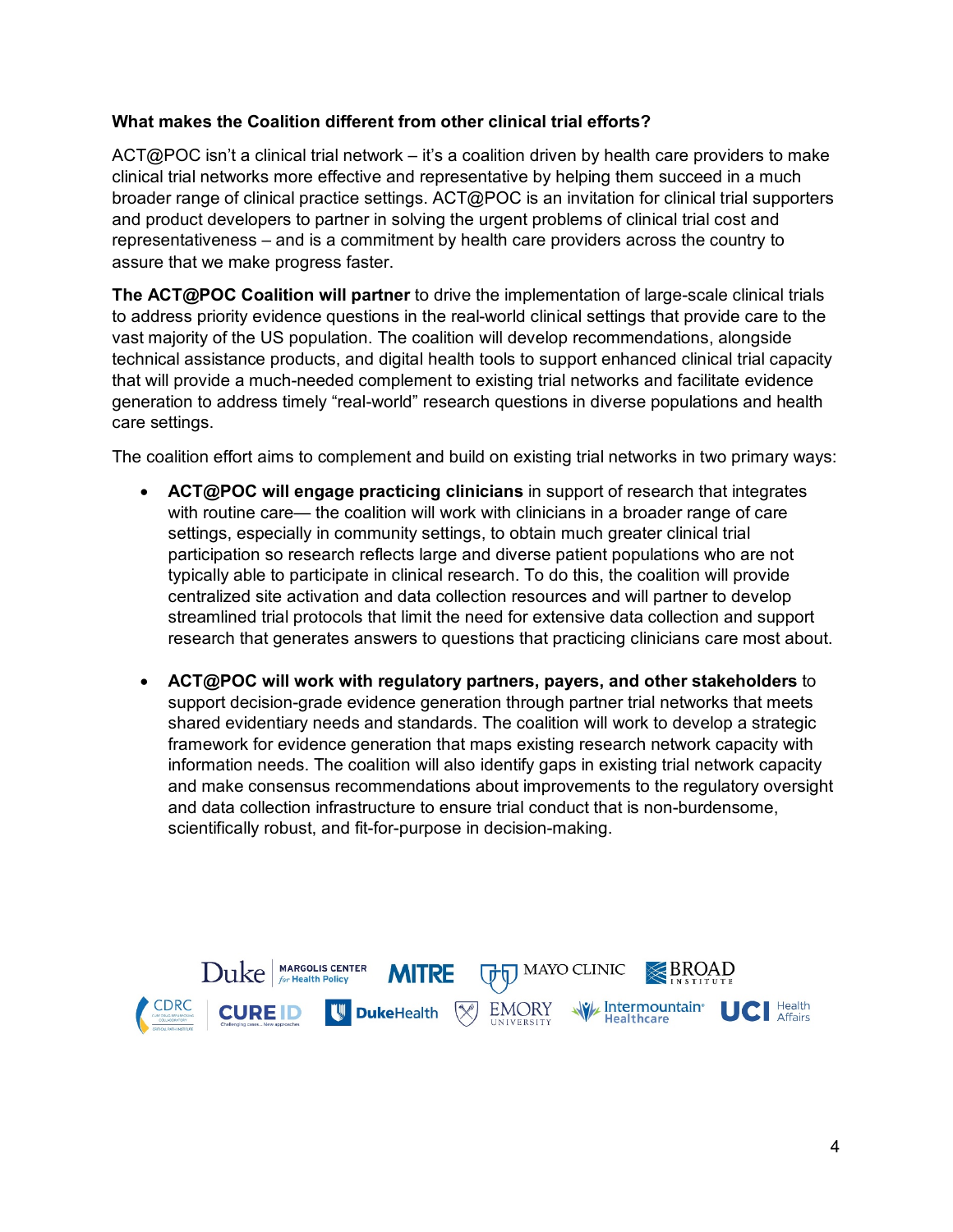**What makes the Coalition different from other clinical trial efforts?**

ACT@POC isn't a clinical trial network – it's a coalition driven by health care providers to make clinical trial networks more effective and representative by helping them succeed in a much broader range of clinical practice settings. ACT@POC is an invitation for clinical trial supporters and product developers to partner in solving the urgent problems of clinical trial cost and representativeness – and is a commitment by health care providers across the country to assure that we make progress faster.

**The ACT@POC Coalition will partner** to drive the implementation of large-scale clinical trials to address priority evidence questions in the real-world clinical settings that provide care to the vast majority of the US population. The coalition will develop recommendations, alongside technical assistance products, and digital health tools to support enhanced clinical trial capacity that will provide a much-needed complement to existing trial networks and facilitate evidence generation to address timely "real-world" research questions in diverse populations and health care settings.

The coalition effort aims to complement and build on existing trial networks in two primary ways:

- **ACT@POC will engage practicing clinicians** in support of research that integrates with routine care— the coalition will work with clinicians in a broader range of care settings, especially in community settings, to obtain much greater clinical trial participation so research reflects large and diverse patient populations who are not typically able to participate in clinical research. To do this, the coalition will provide centralized site activation and data collection resources and will partner to develop streamlined trial protocols that limit the need for extensive data collection and support research that generates answers to questions that practicing clinicians care most about.

- **ACT@POC will work with regulatory partners, payers, and other stakeholders** to support decision-grade evidence generation through partner trial networks that meets shared evidentiary needs and standards. The coalition will work to develop a strategic framework for evidence generation that maps existing research network capacity with information needs. The coalition will also identify gaps in existing trial network capacity and make consensus recommendations about improvements to the regulatory oversight and data collection infrastructure to ensure trial conduct that is non-burdensome, scientifically robust, and fit-for-purpose in decision-making.

Duke MARGOLIS CENTER for Health Policy | MITRE | MAYO CLINIC | BROAD INSTITUTE | CDRC | CURE ID | DukeHealth | EMORY UNIVERSITY | Intermountain Healthcare | UCI Health Affairs